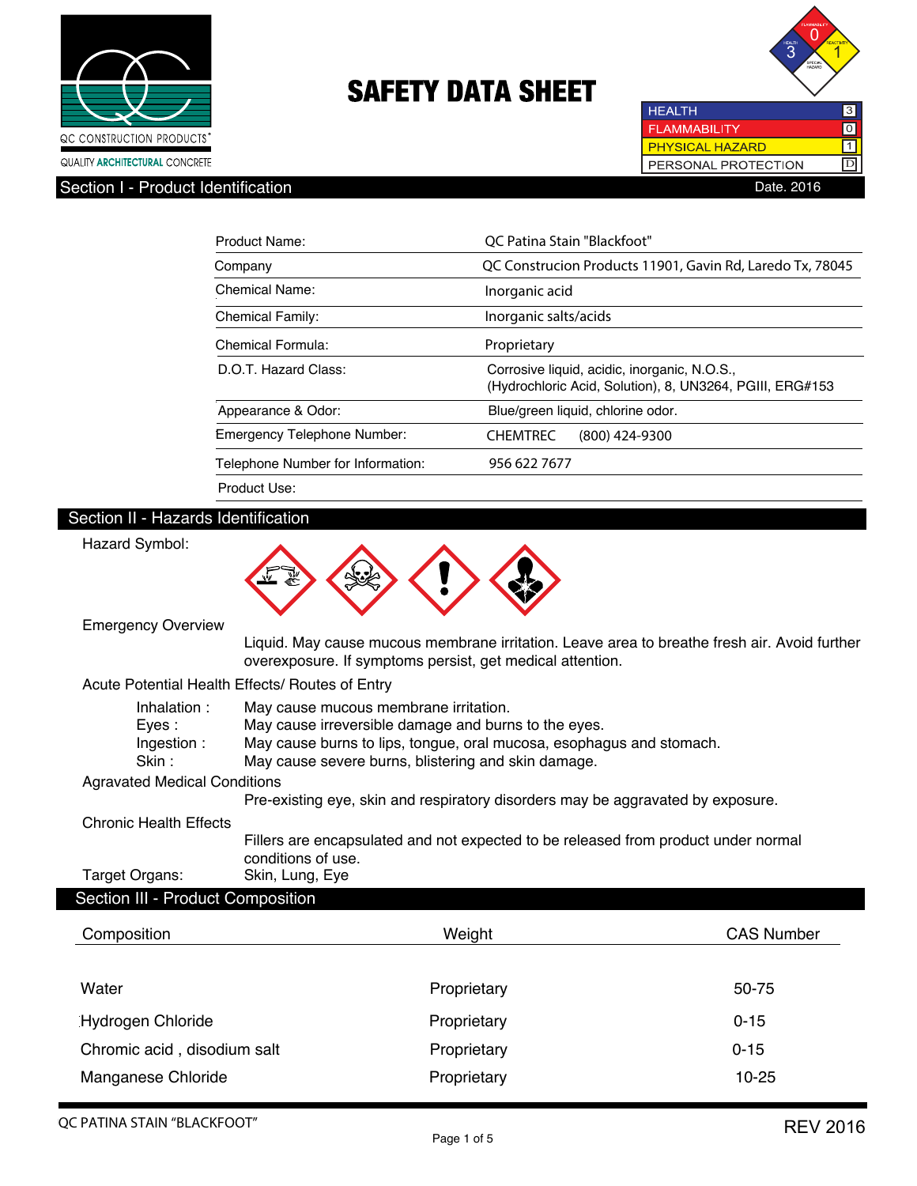QC CONSTRUCTION PRODUCTS
QUALITY ARCHITECTURAL CONCRETE

# SAFETY DATA SHEET

| | |
|---|---|
| HEALTH | 3 |
| FLAMMABILITY | 0 |
| PHYSICAL HAZARD | 1 |
| PERSONAL PROTECTION | D |

## Section I - Product Identification

Date. 2016

| | |
|---|---|
| Product Name: | QC Patina Stain "Blackfoot" |
| Company | QC Construcion Products 11901, Gavin Rd, Laredo Tx, 78045 |
| Chemical Name: | Inorganic acid |
| Chemical Family: | Inorganic salts/acids |
| Chemical Formula: | Proprietary |
| D.O.T. Hazard Class: | Corrosive liquid, acidic, inorganic, N.O.S., (Hydrochloric Acid, Solution), 8, UN3264, PGIII, ERG#153 |
| Appearance & Odor: | Blue/green liquid, chlorine odor. |
| Emergency Telephone Number: | CHEMTREC (800) 424-9300 |
| Telephone Number for Information: | 956 622 7677 |
| Product Use: | |

## Section II - Hazards Identification

Hazard Symbol:

Emergency Overview

Liquid. May cause mucous membrane irritation. Leave area to breathe fresh air. Avoid further overexposure. If symptoms persist, get medical attention.

Acute Potential Health Effects/ Routes of Entry

- Inhalation : May cause mucous membrane irritation.
- Eyes : May cause irreversible damage and burns to the eyes.
- Ingestion : May cause burns to lips, tongue, oral mucosa, esophagus and stomach.
- Skin : May cause severe burns, blistering and skin damage.

Agravated Medical Conditions

Pre-existing eye, skin and respiratory disorders may be aggravated by exposure.

Chronic Health Effects

Fillers are encapsulated and not expected to be released from product under normal conditions of use.

Target Organs: Skin, Lung, Eye

## Section III - Product Composition

| Composition | Weight | CAS Number |
|---|---|---|
| Water | Proprietary | 50-75 |
| Hydrogen Chloride | Proprietary | 0-15 |
| Chromic acid , disodium salt | Proprietary | 0-15 |
| Manganese Chloride | Proprietary | 10-25 |

QC PATINA STAIN "BLACKFOOT"

REV 2016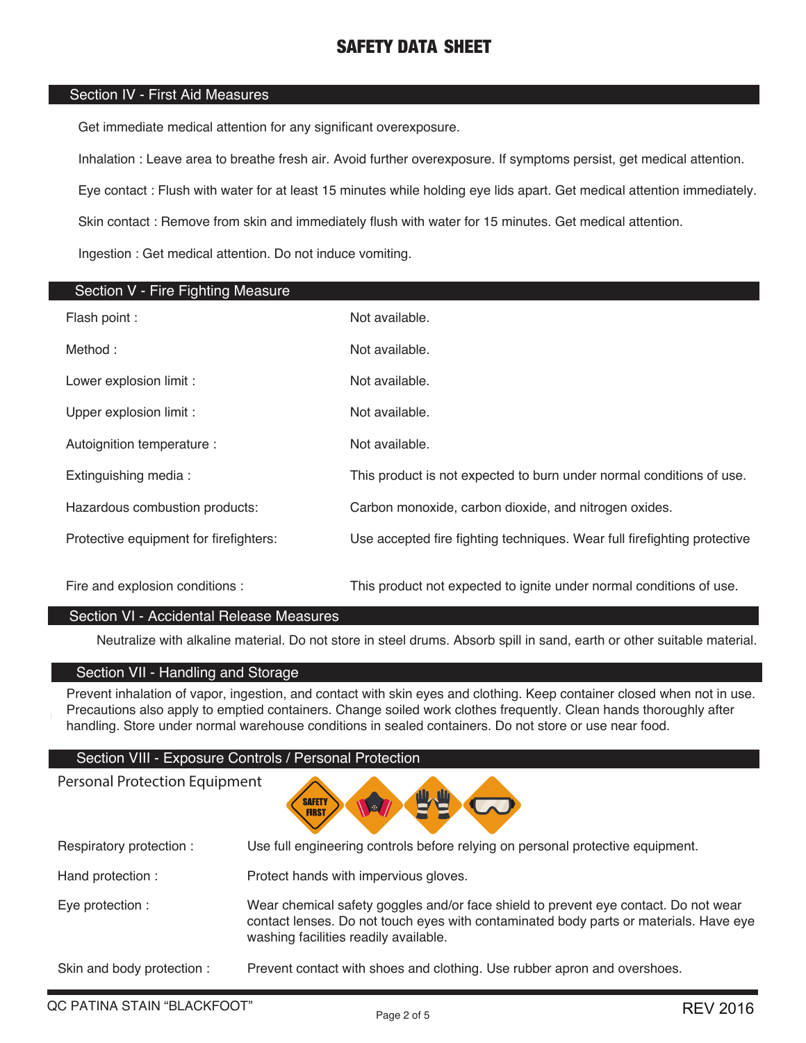# SAFETY DATA SHEET

## Section IV - First Aid Measures

Get immediate medical attention for any significant overexposure.

Inhalation : Leave area to breathe fresh air. Avoid further overexposure. If symptoms persist, get medical attention.

Eye contact : Flush with water for at least 15 minutes while holding eye lids apart. Get medical attention immediately.

Skin contact : Remove from skin and immediately flush with water for 15 minutes. Get medical attention.

Ingestion : Get medical attention. Do not induce vomiting.

## Section V - Fire Fighting Measure

| | |
|---|---|
| Flash point : | Not available. |
| Method : | Not available. |
| Lower explosion limit : | Not available. |
| Upper explosion limit : | Not available. |
| Autoignition temperature : | Not available. |
| Extinguishing media : | This product is not expected to burn under normal conditions of use. |
| Hazardous combustion products: | Carbon monoxide, carbon dioxide, and nitrogen oxides. |
| Protective equipment for firefighters: | Use accepted fire fighting techniques. Wear full firefighting protective |
| Fire and explosion conditions : | This product not expected to ignite under normal conditions of use. |

## Section VI - Accidental Release Measures

Neutralize with alkaline material. Do not store in steel drums. Absorb spill in sand, earth or other suitable material.

## Section VII - Handling and Storage

Prevent inhalation of vapor, ingestion, and contact with skin eyes and clothing. Keep container closed when not in use. Precautions also apply to emptied containers. Change soiled work clothes frequently. Clean hands thoroughly after handling. Store under normal warehouse conditions in sealed containers. Do not store or use near food.

## Section VIII - Exposure Controls / Personal Protection

Personal Protection Equipment

| | |
|---|---|
| Respiratory protection : | Use full engineering controls before relying on personal protective equipment. |
| Hand protection : | Protect hands with impervious gloves. |
| Eye protection : | Wear chemical safety goggles and/or face shield to prevent eye contact. Do not wear contact lenses. Do not touch eyes with contaminated body parts or materials. Have eye washing facilities readily available. |
| Skin and body protection : | Prevent contact with shoes and clothing. Use rubber apron and overshoes. |

QC PATINA STAIN “BLACKFOOT” REV 2016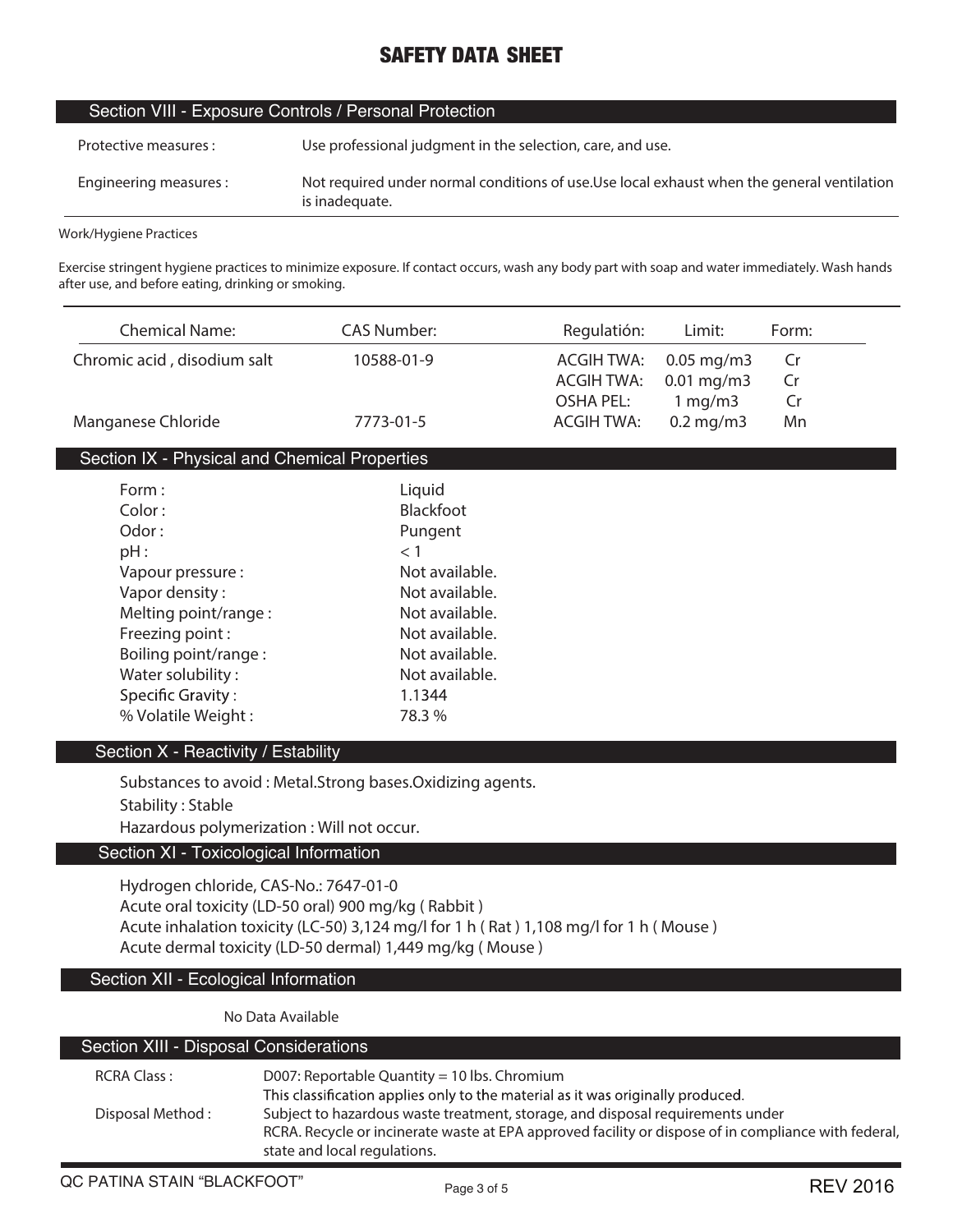# SAFETY DATA SHEET

## Section VIII - Exposure Controls / Personal Protection

| | |
|---|---|
| Protective measures : | Use professional judgment in the selection, care, and use. |
| Engineering measures : | Not required under normal conditions of use.Use local exhaust when the general ventilation is inadequate. |

Work/Hygiene Practices

Exercise stringent hygiene practices to minimize exposure. If contact occurs, wash any body part with soap and water immediately. Wash hands after use, and before eating, drinking or smoking.

| Chemical Name: | CAS Number: | Regulatión: | Limit: | Form: |
|---|---|---|---|---|
| Chromic acid , disodium salt | 10588-01-9 | ACGIH TWA: | 0.05 mg/m3 | Cr |
| | | ACGIH TWA: | 0.01 mg/m3 | Cr |
| | | OSHA PEL: | 1 mg/m3 | Cr |
| Manganese Chloride | 7773-01-5 | ACGIH TWA: | 0.2 mg/m3 | Mn |

## Section IX - Physical and Chemical Properties

| | |
|---|---|
| Form : | Liquid |
| Color : | Blackfoot |
| Odor : | Pungent |
| pH : | < 1 |
| Vapour pressure : | Not available. |
| Vapor density : | Not available. |
| Melting point/range : | Not available. |
| Freezing point : | Not available. |
| Boiling point/range : | Not available. |
| Water solubility : | Not available. |
| Specific Gravity : | 1.1344 |
| % Volatile Weight : | 78.3 % |

## Section X - Reactivity / Estability

Substances to avoid : Metal.Strong bases.Oxidizing agents.

Stability : Stable

Hazardous polymerization : Will not occur.

## Section XI - Toxicological Information

Hydrogen chloride, CAS-No.: 7647-01-0

Acute oral toxicity (LD-50 oral) 900 mg/kg ( Rabbit )

Acute inhalation toxicity (LC-50) 3,124 mg/l for 1 h ( Rat ) 1,108 mg/l for 1 h ( Mouse )

Acute dermal toxicity (LD-50 dermal) 1,449 mg/kg ( Mouse )

## Section XII - Ecological Information

No Data Available

## Section XIII - Disposal Considerations

| | |
|---|---|
| RCRA Class : | D007: Reportable Quantity = 10 lbs. Chromium<br>This classification applies only to the material as it was originally produced. |
| Disposal Method : | Subject to hazardous waste treatment, storage, and disposal requirements under RCRA. Recycle or incinerate waste at EPA approved facility or dispose of in compliance with federal, state and local regulations. |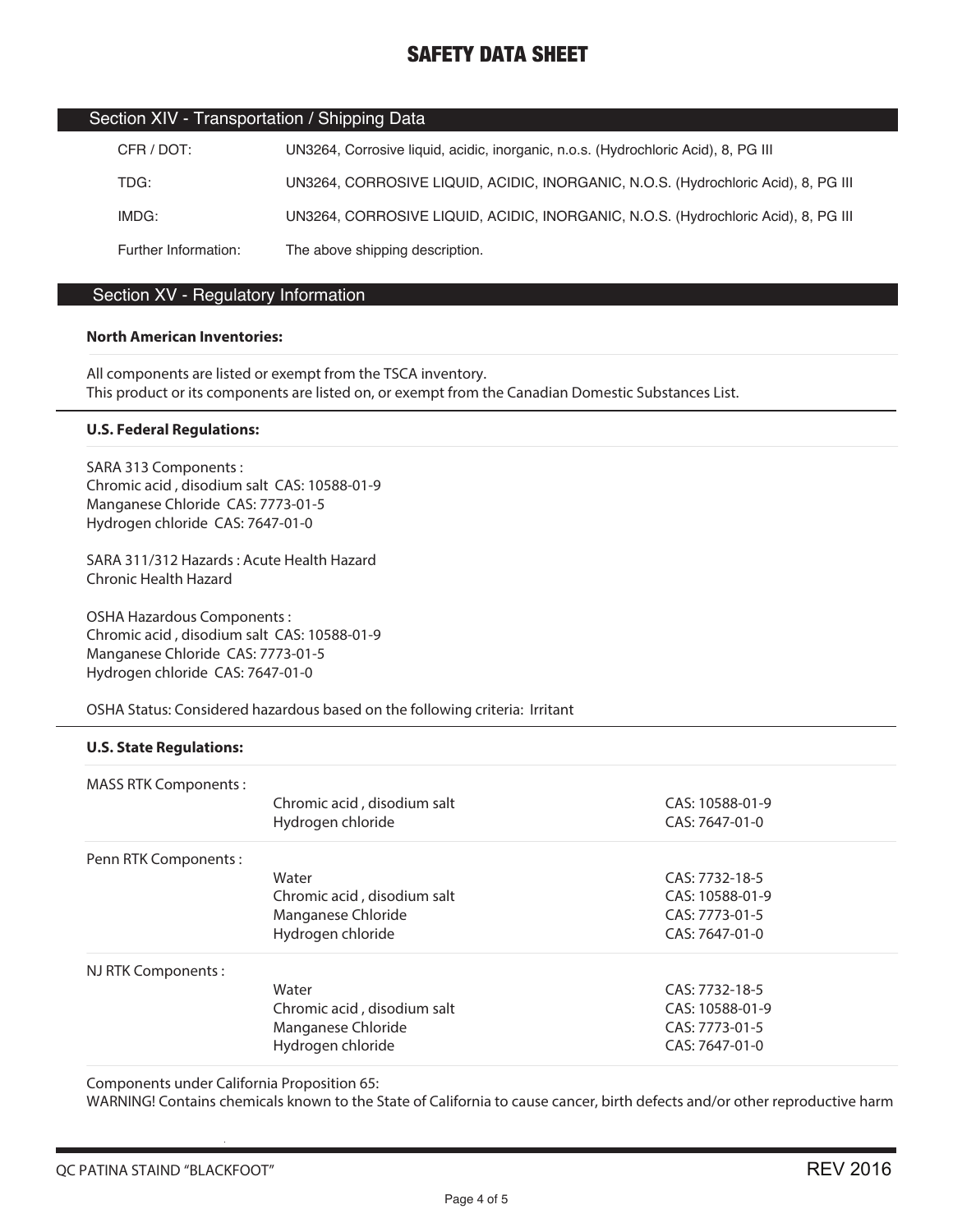## Section XIV - Transportation / Shipping Data

| | |
|---|---|
| CFR / DOT: | UN3264, Corrosive liquid, acidic, inorganic, n.o.s. (Hydrochloric Acid), 8, PG III |
| TDG: | UN3264, CORROSIVE LIQUID, ACIDIC, INORGANIC, N.O.S. (Hydrochloric Acid), 8, PG III |
| IMDG: | UN3264, CORROSIVE LIQUID, ACIDIC, INORGANIC, N.O.S. (Hydrochloric Acid), 8, PG III |
| Further Information: | The above shipping description. |

## Section XV - Regulatory Information

**North American Inventories:**

All components are listed or exempt from the TSCA inventory.
This product or its components are listed on, or exempt from the Canadian Domestic Substances List.

**U.S. Federal Regulations:**

SARA 313 Components :
Chromic acid , disodium salt CAS: 10588-01-9
Manganese Chloride CAS: 7773-01-5
Hydrogen chloride CAS: 7647-01-0

SARA 311/312 Hazards : Acute Health Hazard
Chronic Health Hazard

OSHA Hazardous Components :
Chromic acid , disodium salt CAS: 10588-01-9
Manganese Chloride CAS: 7773-01-5
Hydrogen chloride CAS: 7647-01-0

OSHA Status: Considered hazardous based on the following criteria: Irritant

**U.S. State Regulations:**

| | | |
|---|---|---|
| MASS RTK Components : | Chromic acid , disodium salt | CAS: 10588-01-9 |
| | Hydrogen chloride | CAS: 7647-01-0 |
| Penn RTK Components : | Water | CAS: 7732-18-5 |
| | Chromic acid , disodium salt | CAS: 10588-01-9 |
| | Manganese Chloride | CAS: 7773-01-5 |
| | Hydrogen chloride | CAS: 7647-01-0 |
| NJ RTK Components : | Water | CAS: 7732-18-5 |
| | Chromic acid , disodium salt | CAS: 10588-01-9 |
| | Manganese Chloride | CAS: 7773-01-5 |
| | Hydrogen chloride | CAS: 7647-01-0 |

Components under California Proposition 65:
WARNING! Contains chemicals known to the State of California to cause cancer, birth defects and/or other reproductive harm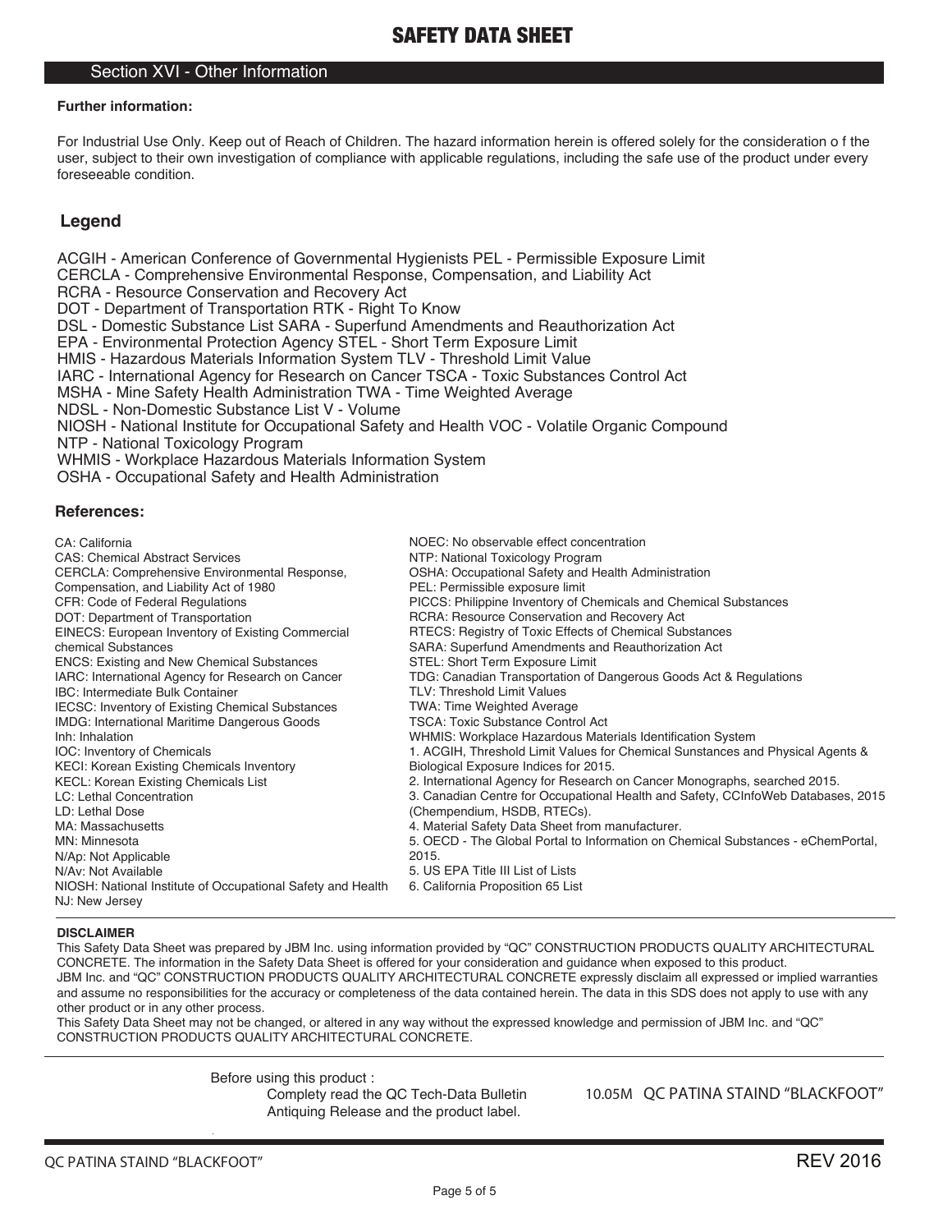# SAFETY DATA SHEET

## Section XVI - Other Information

**Further information:**

For Industrial Use Only. Keep out of Reach of Children. The hazard information herein is offered solely for the consideration o f the user, subject to their own investigation of compliance with applicable regulations, including the safe use of the product under every foreseeable condition.

### Legend

ACGIH - American Conference of Governmental Hygienists PEL - Permissible Exposure Limit
CERCLA - Comprehensive Environmental Response, Compensation, and Liability Act
RCRA - Resource Conservation and Recovery Act
DOT - Department of Transportation RTK - Right To Know
DSL - Domestic Substance List SARA - Superfund Amendments and Reauthorization Act
EPA - Environmental Protection Agency STEL - Short Term Exposure Limit
HMIS - Hazardous Materials Information System TLV - Threshold Limit Value
IARC - International Agency for Research on Cancer TSCA - Toxic Substances Control Act
MSHA - Mine Safety Health Administration TWA - Time Weighted Average
NDSL - Non-Domestic Substance List V - Volume
NIOSH - National Institute for Occupational Safety and Health VOC - Volatile Organic Compound
NTP - National Toxicology Program
WHMIS - Workplace Hazardous Materials Information System
OSHA - Occupational Safety and Health Administration

### References:

CA: California
CAS: Chemical Abstract Services
CERCLA: Comprehensive Environmental Response, Compensation, and Liability Act of 1980
CFR: Code of Federal Regulations
DOT: Department of Transportation
EINECS: European Inventory of Existing Commercial chemical Substances
ENCS: Existing and New Chemical Substances
IARC: International Agency for Research on Cancer
IBC: Intermediate Bulk Container
IECSC: Inventory of Existing Chemical Substances
IMDG: International Maritime Dangerous Goods
Inh: Inhalation
IOC: Inventory of Chemicals
KECI: Korean Existing Chemicals Inventory
KECL: Korean Existing Chemicals List
LC: Lethal Concentration
LD: Lethal Dose
MA: Massachusetts
MN: Minnesota
N/Ap: Not Applicable
N/Av: Not Available
NIOSH: National Institute of Occupational Safety and Health
NJ: New Jersey
NOEC: No observable effect concentration
NTP: National Toxicology Program
OSHA: Occupational Safety and Health Administration
PEL: Permissible exposure limit
PICCS: Philippine Inventory of Chemicals and Chemical Substances
RCRA: Resource Conservation and Recovery Act
RTECS: Registry of Toxic Effects of Chemical Substances
SARA: Superfund Amendments and Reauthorization Act
STEL: Short Term Exposure Limit
TDG: Canadian Transportation of Dangerous Goods Act & Regulations
TLV: Threshold Limit Values
TWA: Time Weighted Average
TSCA: Toxic Substance Control Act
WHMIS: Workplace Hazardous Materials Identification System

1. ACGIH, Threshold Limit Values for Chemical Sunstances and Physical Agents & Biological Exposure Indices for 2015.
2. International Agency for Research on Cancer Monographs, searched 2015.
3. Canadian Centre for Occupational Health and Safety, CCInfoWeb Databases, 2015 (Chempendium, HSDB, RTECs).
4. Material Safety Data Sheet from manufacturer.
5. OECD - The Global Portal to Information on Chemical Substances - eChemPortal, 2015.
5. US EPA Title III List of Lists
6. California Proposition 65 List

**DISCLAIMER**

This Safety Data Sheet was prepared by JBM Inc. using information provided by "QC" CONSTRUCTION PRODUCTS QUALITY ARCHITECTURAL CONCRETE. The information in the Safety Data Sheet is offered for your consideration and guidance when exposed to this product. JBM Inc. and "QC" CONSTRUCTION PRODUCTS QUALITY ARCHITECTURAL CONCRETE expressly disclaim all expressed or implied warranties and assume no responsibilities for the accuracy or completeness of the data contained herein. The data in this SDS does not apply to use with any other product or in any other process.
This Safety Data Sheet may not be changed, or altered in any way without the expressed knowledge and permission of JBM Inc. and "QC" CONSTRUCTION PRODUCTS QUALITY ARCHITECTURAL CONCRETE.

Before using this product :
Complety read the QC Tech-Data Bulletin Antiquing Release and the product label.

10.05M QC PATINA STAIND "BLACKFOOT"

QC PATINA STAIND "BLACKFOOT" REV 2016